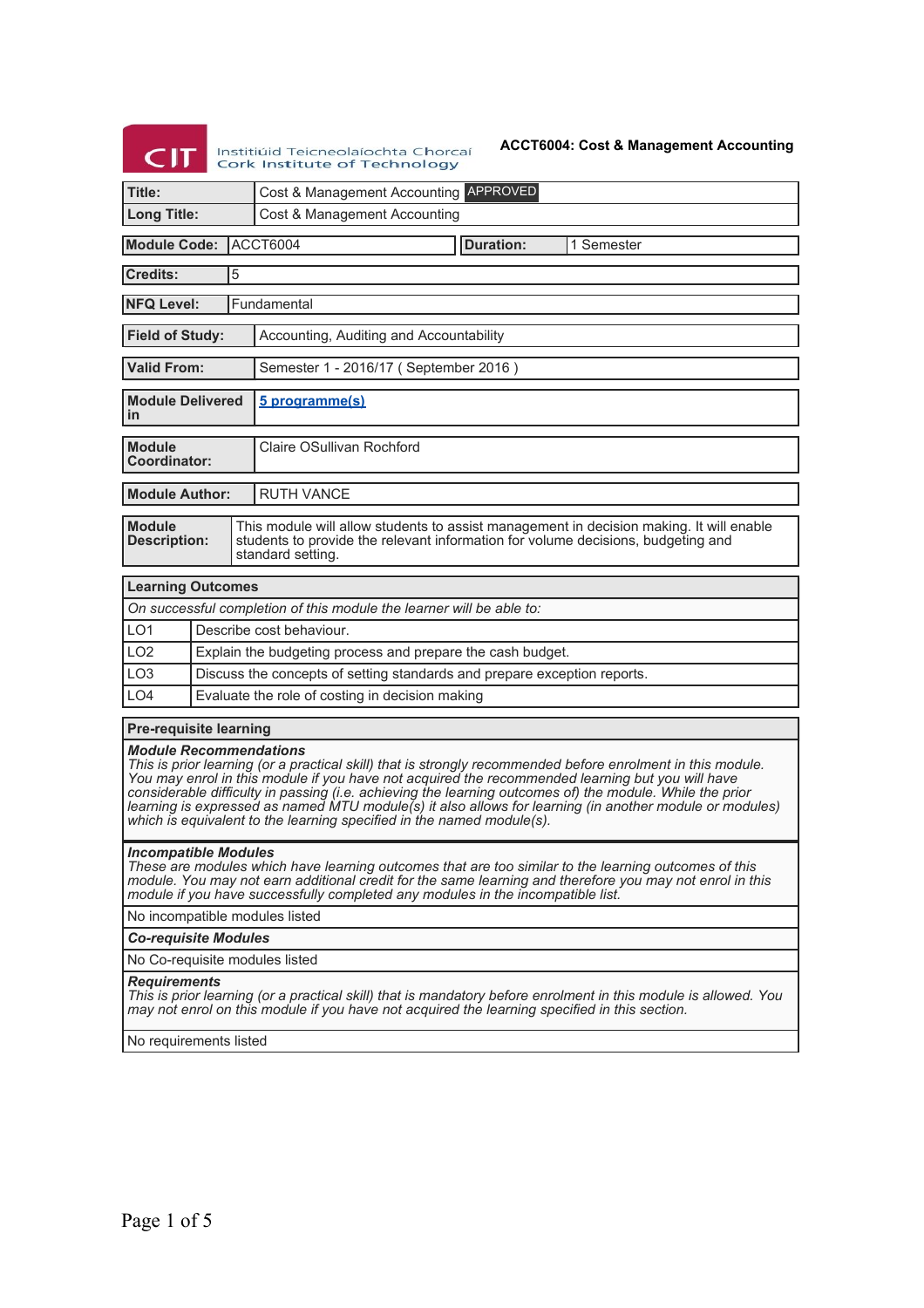Institiúid Teicneolaíochta Chorcaí
Cork Institute of Technology

**ACCT6004: Cost & Management Accounting**

| **Title:** | Cost & Management Accounting APPROVED |
|---|---|
| **Long Title:** | Cost & Management Accounting |

| **Module Code:** | ACCT6004 | **Duration:** | 1 Semester |
|---|---|---|---|

| **Credits:** | 5 |
|---|---|

| **NFQ Level:** | Fundamental |
|---|---|

| **Field of Study:** | Accounting, Auditing and Accountability |
|---|---|

| **Valid From:** | Semester 1 - 2016/17 ( September 2016 ) |
|---|---|

| **Module Delivered in** | 5 programme(s) |
|---|---|

| **Module Coordinator:** | Claire OSullivan Rochford |
|---|---|

| **Module Author:** | RUTH VANCE |
|---|---|

| **Module Description:** | This module will allow students to assist management in decision making. It will enable students to provide the relevant information for volume decisions, budgeting and standard setting. |
|---|---|

| **Learning Outcomes** | |
|---|---|
| *On successful completion of this module the learner will be able to:* | |
| LO1 | Describe cost behaviour. |
| LO2 | Explain the budgeting process and prepare the cash budget. |
| LO3 | Discuss the concepts of setting standards and prepare exception reports. |
| LO4 | Evaluate the role of costing in decision making |

**Pre-requisite learning**

***Module Recommendations***
*This is prior learning (or a practical skill) that is strongly recommended before enrolment in this module. You may enrol in this module if you have not acquired the recommended learning but you will have considerable difficulty in passing (i.e. achieving the learning outcomes of) the module. While the prior learning is expressed as named MTU module(s) it also allows for learning (in another module or modules) which is equivalent to the learning specified in the named module(s).*

***Incompatible Modules***
*These are modules which have learning outcomes that are too similar to the learning outcomes of this module. You may not earn additional credit for the same learning and therefore you may not enrol in this module if you have successfully completed any modules in the incompatible list.*

No incompatible modules listed

***Co-requisite Modules***

No Co-requisite modules listed

***Requirements***
*This is prior learning (or a practical skill) that is mandatory before enrolment in this module is allowed. You may not enrol on this module if you have not acquired the learning specified in this section.*

No requirements listed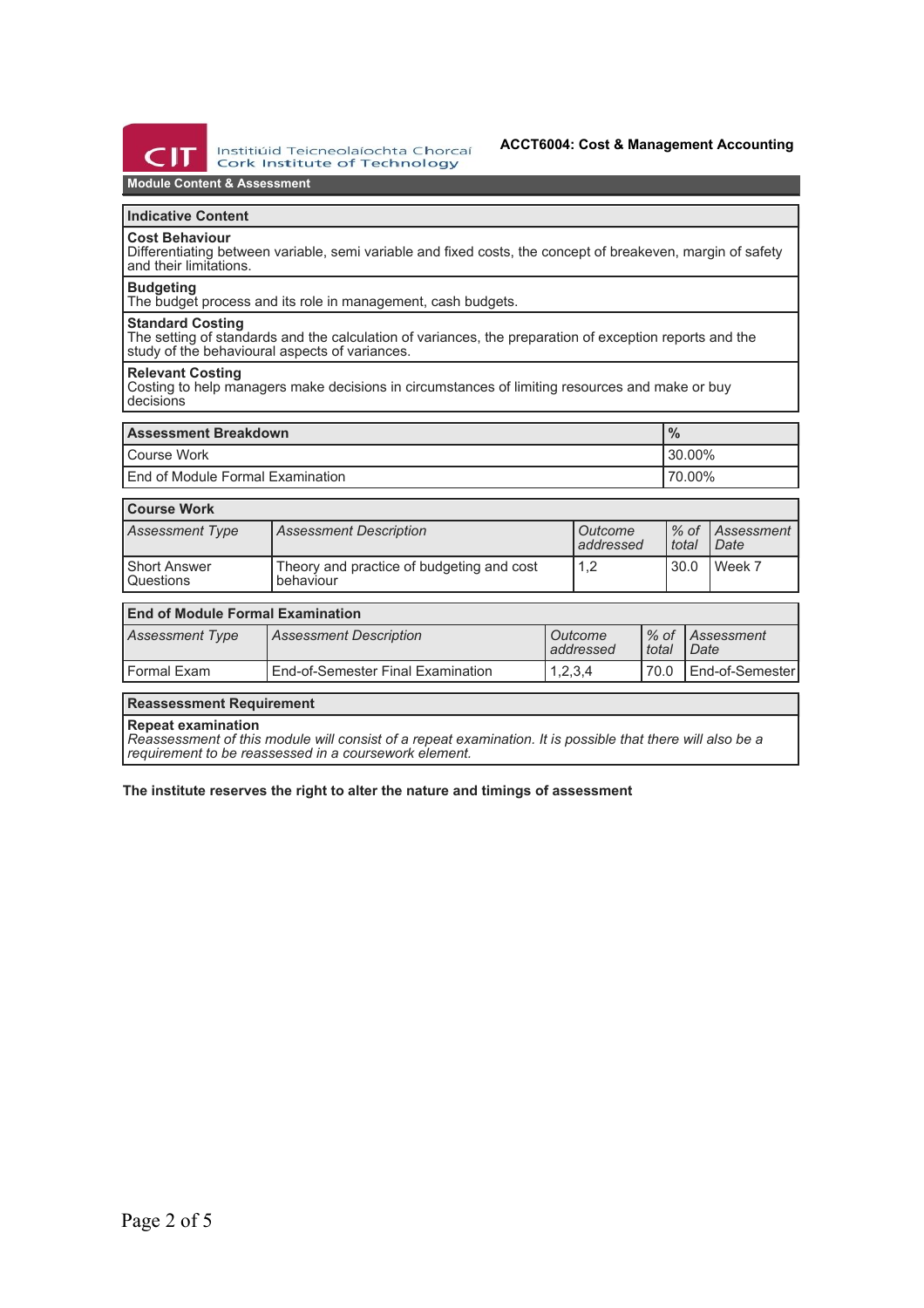## Module Content & Assessment

| Indicative Content |
| --- |
| **Cost Behaviour**<br>Differentiating between variable, semi variable and fixed costs, the concept of breakeven, margin of safety and their limitations. |
| **Budgeting**<br>The budget process and its role in management, cash budgets. |
| **Standard Costing**<br>The setting of standards and the calculation of variances, the preparation of exception reports and the study of the behavioural aspects of variances. |
| **Relevant Costing**<br>Costing to help managers make decisions in circumstances of limiting resources and make or buy decisions |

| Assessment Breakdown | % |
| --- | --- |
| Course Work | 30.00% |
| End of Module Formal Examination | 70.00% |

**Course Work**

| *Assessment Type* | *Assessment Description* | *Outcome addressed* | *% of total* | *Assessment Date* |
| --- | --- | --- | --- | --- |
| Short Answer Questions | Theory and practice of budgeting and cost behaviour | 1,2 | 30.0 | Week 7 |

**End of Module Formal Examination**

| *Assessment Type* | *Assessment Description* | *Outcome addressed* | *% of total* | *Assessment Date* |
| --- | --- | --- | --- | --- |
| Formal Exam | End-of-Semester Final Examination | 1,2,3,4 | 70.0 | End-of-Semester |

| Reassessment Requirement |
| --- |
| **Repeat examination**<br>*Reassessment of this module will consist of a repeat examination. It is possible that there will also be a requirement to be reassessed in a coursework element.* |

**The institute reserves the right to alter the nature and timings of assessment**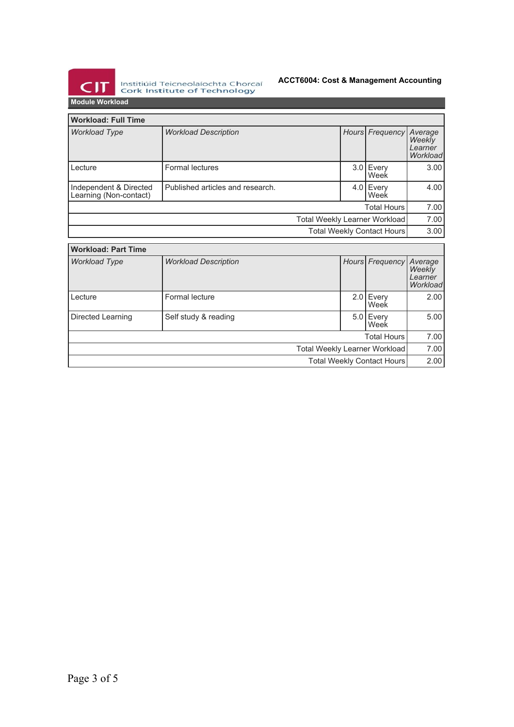## Module Workload

| Workload: Full Time | | | | |
|---|---|---|---|---|
| *Workload Type* | *Workload Description* | *Hours* | *Frequency* | *Average Weekly Learner Workload* |
| Lecture | Formal lectures | 3.0 | Every Week | 3.00 |
| Independent & Directed Learning (Non-contact) | Published articles and research. | 4.0 | Every Week | 4.00 |
| | | | Total Hours | 7.00 |
| | | | Total Weekly Learner Workload | 7.00 |
| | | | Total Weekly Contact Hours | 3.00 |

| Workload: Part Time | | | | |
|---|---|---|---|---|
| *Workload Type* | *Workload Description* | *Hours* | *Frequency* | *Average Weekly Learner Workload* |
| Lecture | Formal lecture | 2.0 | Every Week | 2.00 |
| Directed Learning | Self study & reading | 5.0 | Every Week | 5.00 |
| | | | Total Hours | 7.00 |
| | | | Total Weekly Learner Workload | 7.00 |
| | | | Total Weekly Contact Hours | 2.00 |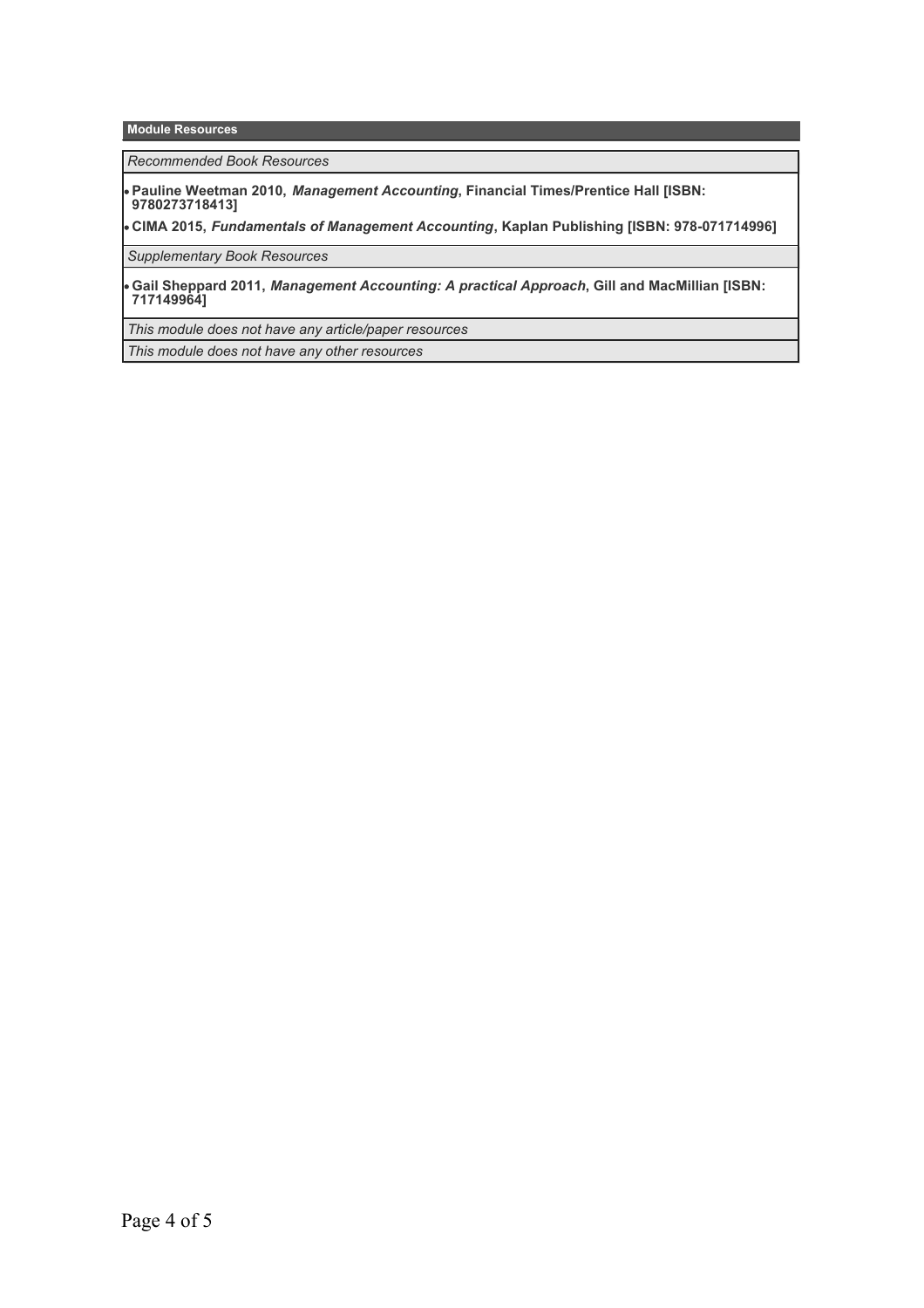## Module Resources

*Recommended Book Resources*

- **Pauline Weetman 2010, *Management Accounting*, Financial Times/Prentice Hall [ISBN: 9780273718413]**
- **CIMA 2015, *Fundamentals of Management Accounting*, Kaplan Publishing [ISBN: 978-071714996]**

*Supplementary Book Resources*

- **Gail Sheppard 2011, *Management Accounting: A practical Approach*, Gill and MacMillian [ISBN: 717149964]**

*This module does not have any article/paper resources*

*This module does not have any other resources*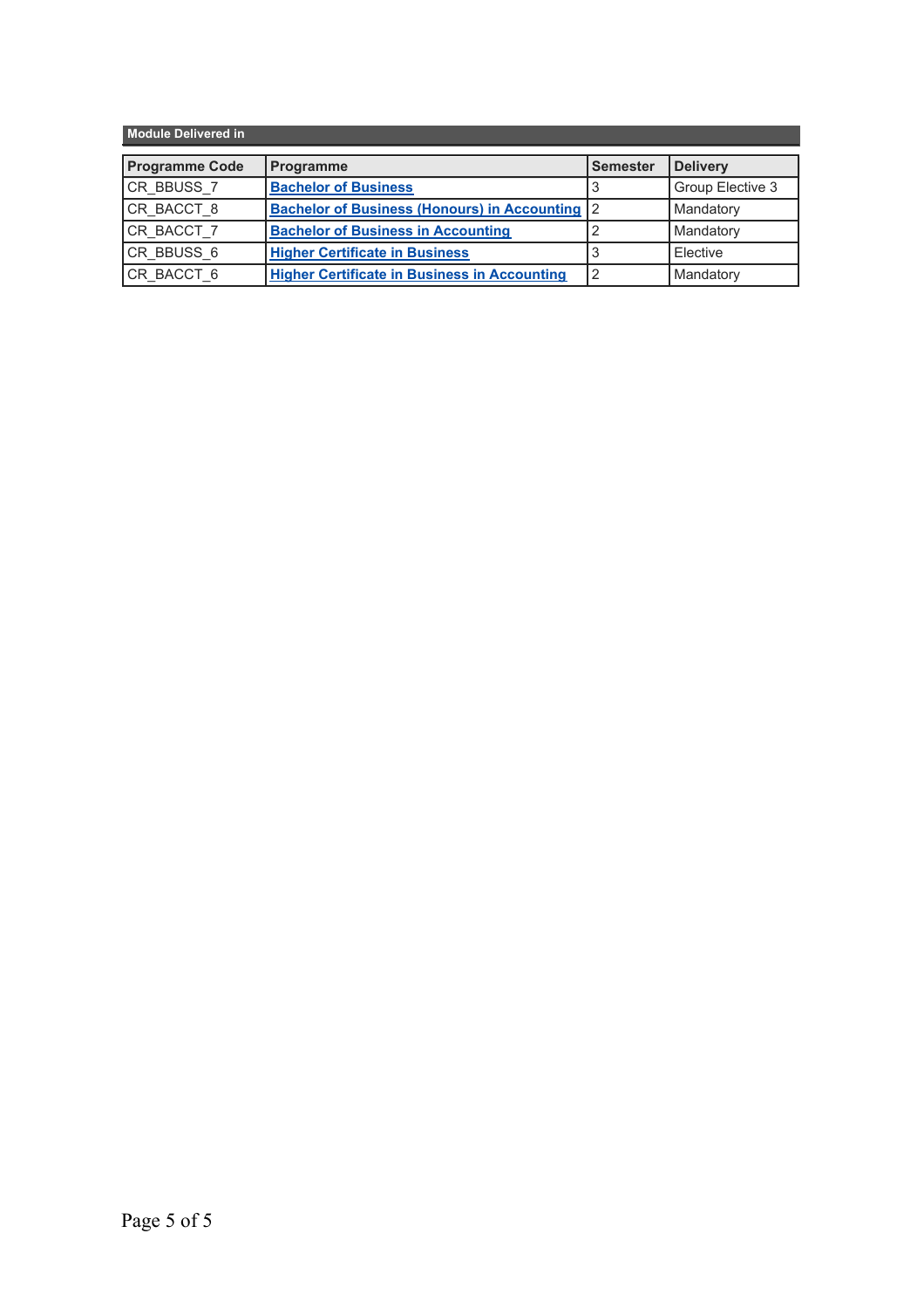## Module Delivered in

| Programme Code | Programme | Semester | Delivery |
|---|---|---|---|
| CR_BBUSS_7 | **Bachelor of Business** | 3 | Group Elective 3 |
| CR_BACCT_8 | **Bachelor of Business (Honours) in Accounting** | 2 | Mandatory |
| CR_BACCT_7 | **Bachelor of Business in Accounting** | 2 | Mandatory |
| CR_BBUSS_6 | **Higher Certificate in Business** | 3 | Elective |
| CR_BACCT_6 | **Higher Certificate in Business in Accounting** | 2 | Mandatory |